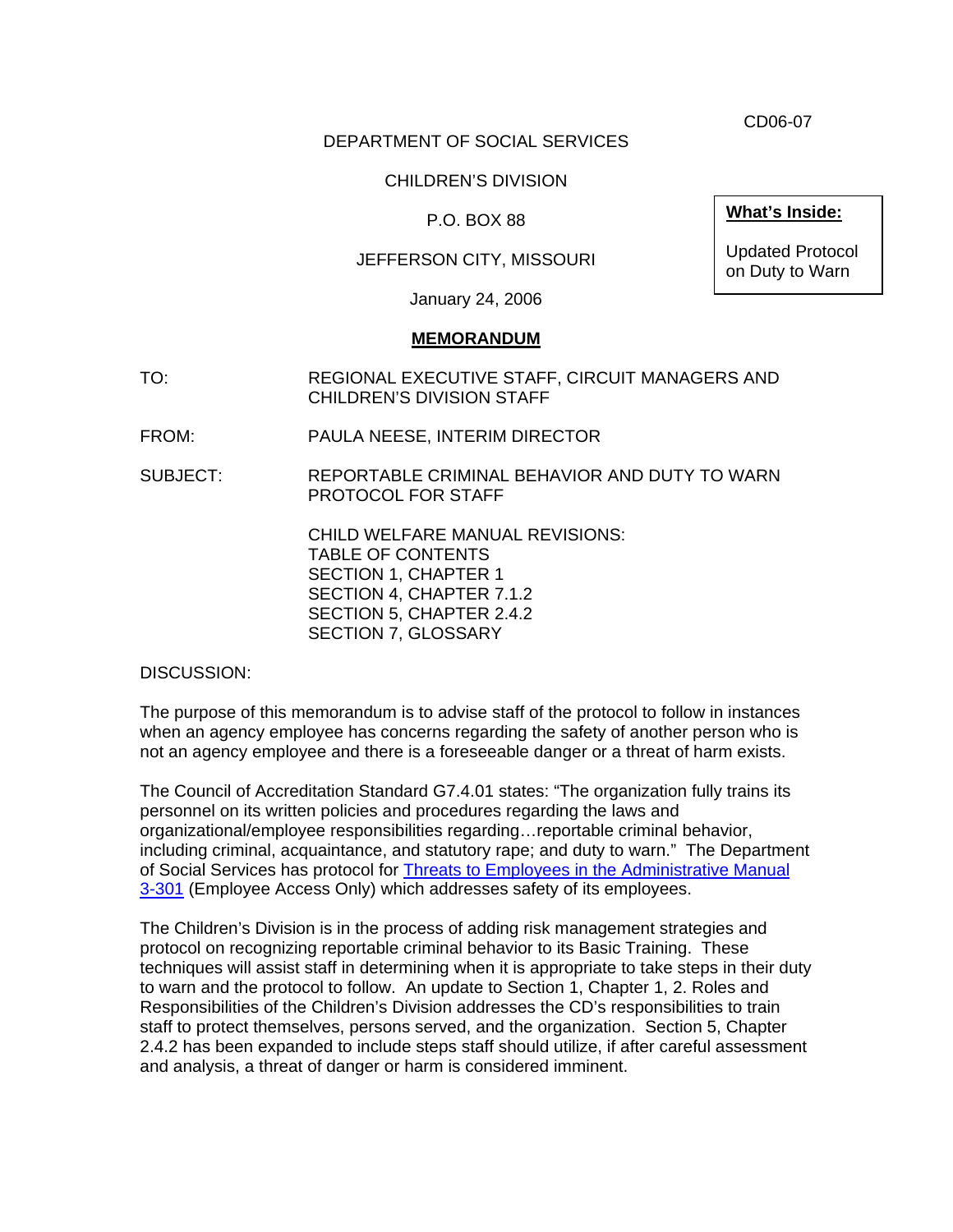CD06-07

DEPARTMENT OF SOCIAL SERVICES

CHILDREN'S DIVISION

P.O. BOX 88

JEFFERSON CITY, MISSOURI

January 24, 2006

**What's Inside:**

Updated Protocol on Duty to Warn

**MEMORANDUM**

TO: REGIONAL EXECUTIVE STAFF, CIRCUIT MANAGERS AND CHILDREN'S DIVISION STAFF

FROM: PAULA NEESE, INTERIM DIRECTOR

SUBJECT: REPORTABLE CRIMINAL BEHAVIOR AND DUTY TO WARN PROTOCOL FOR STAFF

CHILD WELFARE MANUAL REVISIONS:
TABLE OF CONTENTS
SECTION 1, CHAPTER 1
SECTION 4, CHAPTER 7.1.2
SECTION 5, CHAPTER 2.4.2
SECTION 7, GLOSSARY

DISCUSSION:

The purpose of this memorandum is to advise staff of the protocol to follow in instances when an agency employee has concerns regarding the safety of another person who is not an agency employee and there is a foreseeable danger or a threat of harm exists.

The Council of Accreditation Standard G7.4.01 states: "The organization fully trains its personnel on its written policies and procedures regarding the laws and organizational/employee responsibilities regarding…reportable criminal behavior, including criminal, acquaintance, and statutory rape; and duty to warn." The Department of Social Services has protocol for Threats to Employees in the Administrative Manual 3-301 (Employee Access Only) which addresses safety of its employees.

The Children's Division is in the process of adding risk management strategies and protocol on recognizing reportable criminal behavior to its Basic Training. These techniques will assist staff in determining when it is appropriate to take steps in their duty to warn and the protocol to follow. An update to Section 1, Chapter 1, 2. Roles and Responsibilities of the Children's Division addresses the CD's responsibilities to train staff to protect themselves, persons served, and the organization. Section 5, Chapter 2.4.2 has been expanded to include steps staff should utilize, if after careful assessment and analysis, a threat of danger or harm is considered imminent.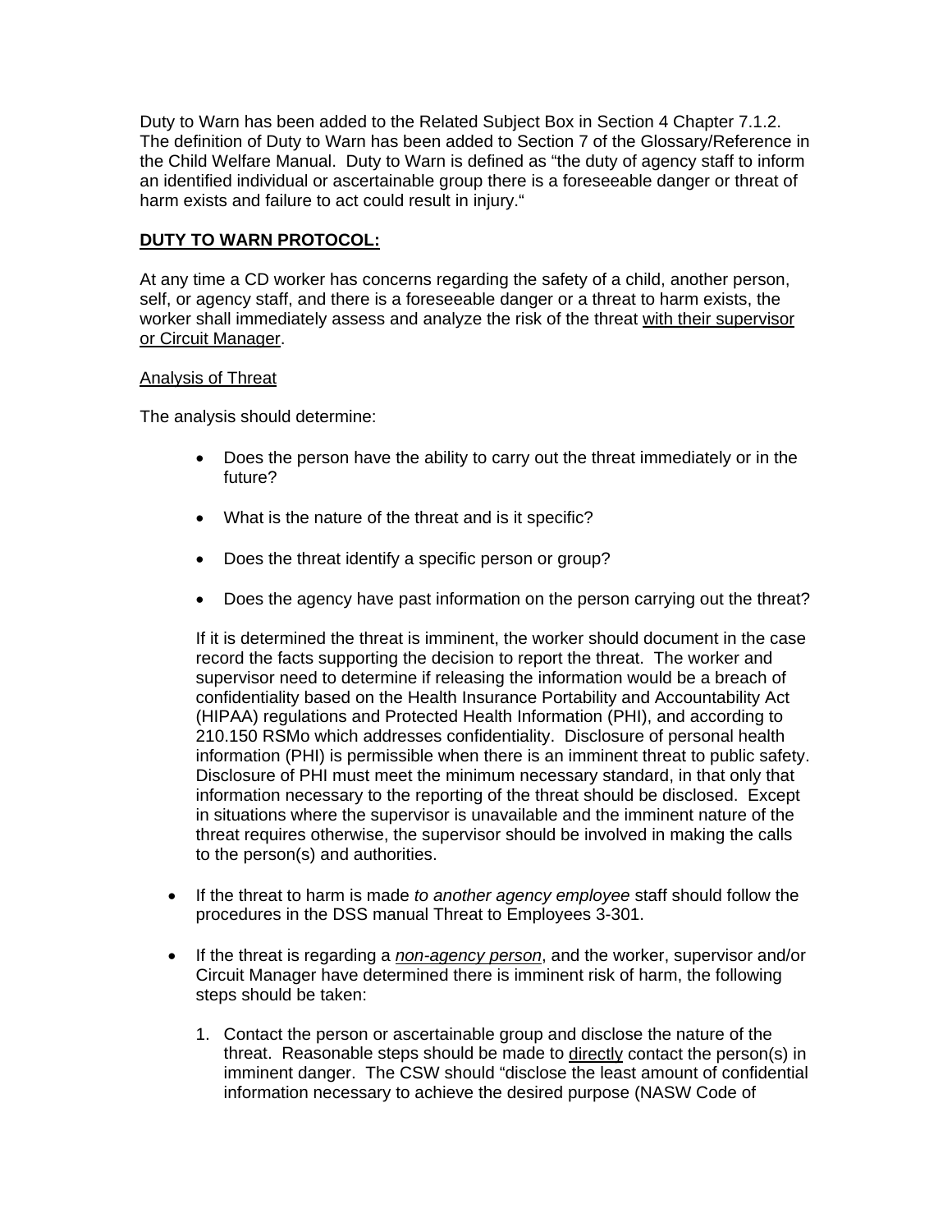Duty to Warn has been added to the Related Subject Box in Section 4 Chapter 7.1.2. The definition of Duty to Warn has been added to Section 7 of the Glossary/Reference in the Child Welfare Manual. Duty to Warn is defined as "the duty of agency staff to inform an identified individual or ascertainable group there is a foreseeable danger or threat of harm exists and failure to act could result in injury."

**DUTY TO WARN PROTOCOL:**

At any time a CD worker has concerns regarding the safety of a child, another person, self, or agency staff, and there is a foreseeable danger or a threat to harm exists, the worker shall immediately assess and analyze the risk of the threat with their supervisor or Circuit Manager.

Analysis of Threat

The analysis should determine:

- Does the person have the ability to carry out the threat immediately or in the future?
- What is the nature of the threat and is it specific?
- Does the threat identify a specific person or group?
- Does the agency have past information on the person carrying out the threat?

If it is determined the threat is imminent, the worker should document in the case record the facts supporting the decision to report the threat. The worker and supervisor need to determine if releasing the information would be a breach of confidentiality based on the Health Insurance Portability and Accountability Act (HIPAA) regulations and Protected Health Information (PHI), and according to 210.150 RSMo which addresses confidentiality. Disclosure of personal health information (PHI) is permissible when there is an imminent threat to public safety. Disclosure of PHI must meet the minimum necessary standard, in that only that information necessary to the reporting of the threat should be disclosed. Except in situations where the supervisor is unavailable and the imminent nature of the threat requires otherwise, the supervisor should be involved in making the calls to the person(s) and authorities.

- If the threat to harm is made *to another agency employee* staff should follow the procedures in the DSS manual Threat to Employees 3-301.
- If the threat is regarding a *non-agency person*, and the worker, supervisor and/or Circuit Manager have determined there is imminent risk of harm, the following steps should be taken:

  1. Contact the person or ascertainable group and disclose the nature of the threat. Reasonable steps should be made to directly contact the person(s) in imminent danger. The CSW should "disclose the least amount of confidential information necessary to achieve the desired purpose (NASW Code of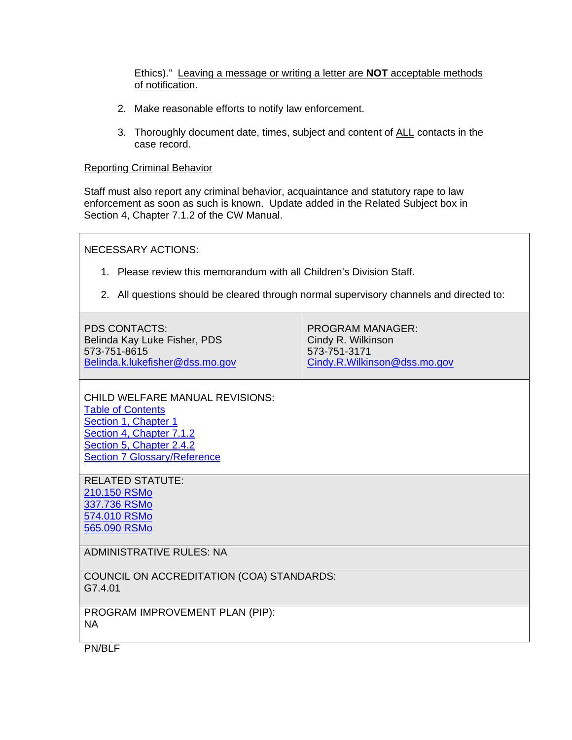Ethics)." Leaving a message or writing a letter are **NOT** acceptable methods of notification.

2. Make reasonable efforts to notify law enforcement.

3. Thoroughly document date, times, subject and content of ALL contacts in the case record.

Reporting Criminal Behavior

Staff must also report any criminal behavior, acquaintance and statutory rape to law enforcement as soon as such is known. Update added in the Related Subject box in Section 4, Chapter 7.1.2 of the CW Manual.

NECESSARY ACTIONS:

1. Please review this memorandum with all Children's Division Staff.

2. All questions should be cleared through normal supervisory channels and directed to:

| PDS CONTACTS: | PROGRAM MANAGER: |
|---|---|
| Belinda Kay Luke Fisher, PDS<br>573-751-8615<br>Belinda.k.lukefisher@dss.mo.gov | Cindy R. Wilkinson<br>573-751-3171<br>Cindy.R.Wilkinson@dss.mo.gov |

CHILD WELFARE MANUAL REVISIONS:
Table of Contents
Section 1, Chapter 1
Section 4, Chapter 7.1.2
Section 5, Chapter 2.4.2
Section 7 Glossary/Reference

RELATED STATUTE:
210.150 RSMo
337.736 RSMo
574.010 RSMo
565.090 RSMo

ADMINISTRATIVE RULES: NA

COUNCIL ON ACCREDITATION (COA) STANDARDS:
G7.4.01

PROGRAM IMPROVEMENT PLAN (PIP):
NA

PN/BLF